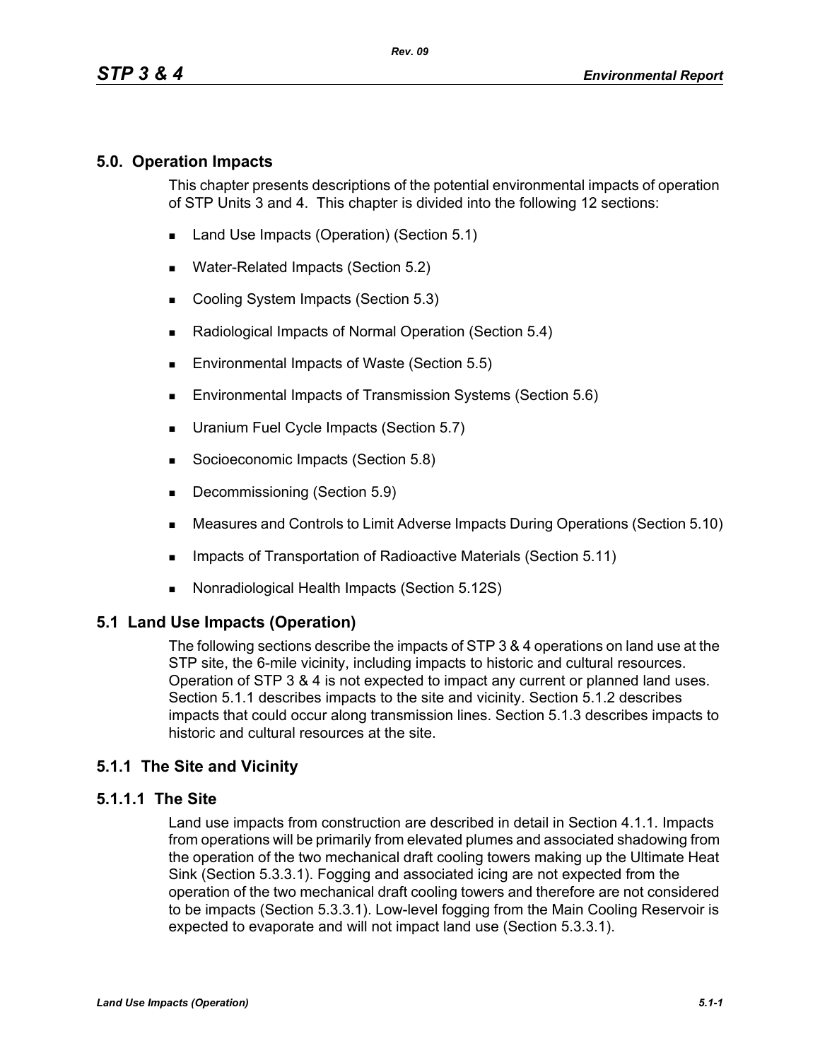## 5.0. Operation Impacts

This chapter presents descriptions of the potential environmental impacts of operation of STP Units 3 and 4. This chapter is divided into the following 12 sections:

- Land Use Impacts (Operation) (Section 5.1)
- Water-Related Impacts (Section 5.2)
- Cooling System Impacts (Section 5.3)
- Radiological Impacts of Normal Operation (Section 5.4)
- Environmental Impacts of Waste (Section 5.5)
- Environmental Impacts of Transmission Systems (Section 5.6)
- Uranium Fuel Cycle Impacts (Section 5.7)
- Socioeconomic Impacts (Section 5.8)
- Decommissioning (Section 5.9)
- Measures and Controls to Limit Adverse Impacts During Operations (Section 5.10)
- Impacts of Transportation of Radioactive Materials (Section 5.11)
- Nonradiological Health Impacts (Section 5.12S)

## 5.1 Land Use Impacts (Operation)

The following sections describe the impacts of STP 3 & 4 operations on land use at the STP site, the 6-mile vicinity, including impacts to historic and cultural resources. Operation of STP 3 & 4 is not expected to impact any current or planned land uses. Section 5.1.1 describes impacts to the site and vicinity. Section 5.1.2 describes impacts that could occur along transmission lines. Section 5.1.3 describes impacts to historic and cultural resources at the site.

## 5.1.1 The Site and Vicinity

### 5.1.1.1 The Site

Land use impacts from construction are described in detail in Section 4.1.1. Impacts from operations will be primarily from elevated plumes and associated shadowing from the operation of the two mechanical draft cooling towers making up the Ultimate Heat Sink (Section 5.3.3.1). Fogging and associated icing are not expected from the operation of the two mechanical draft cooling towers and therefore are not considered to be impacts (Section 5.3.3.1). Low-level fogging from the Main Cooling Reservoir is expected to evaporate and will not impact land use (Section 5.3.3.1).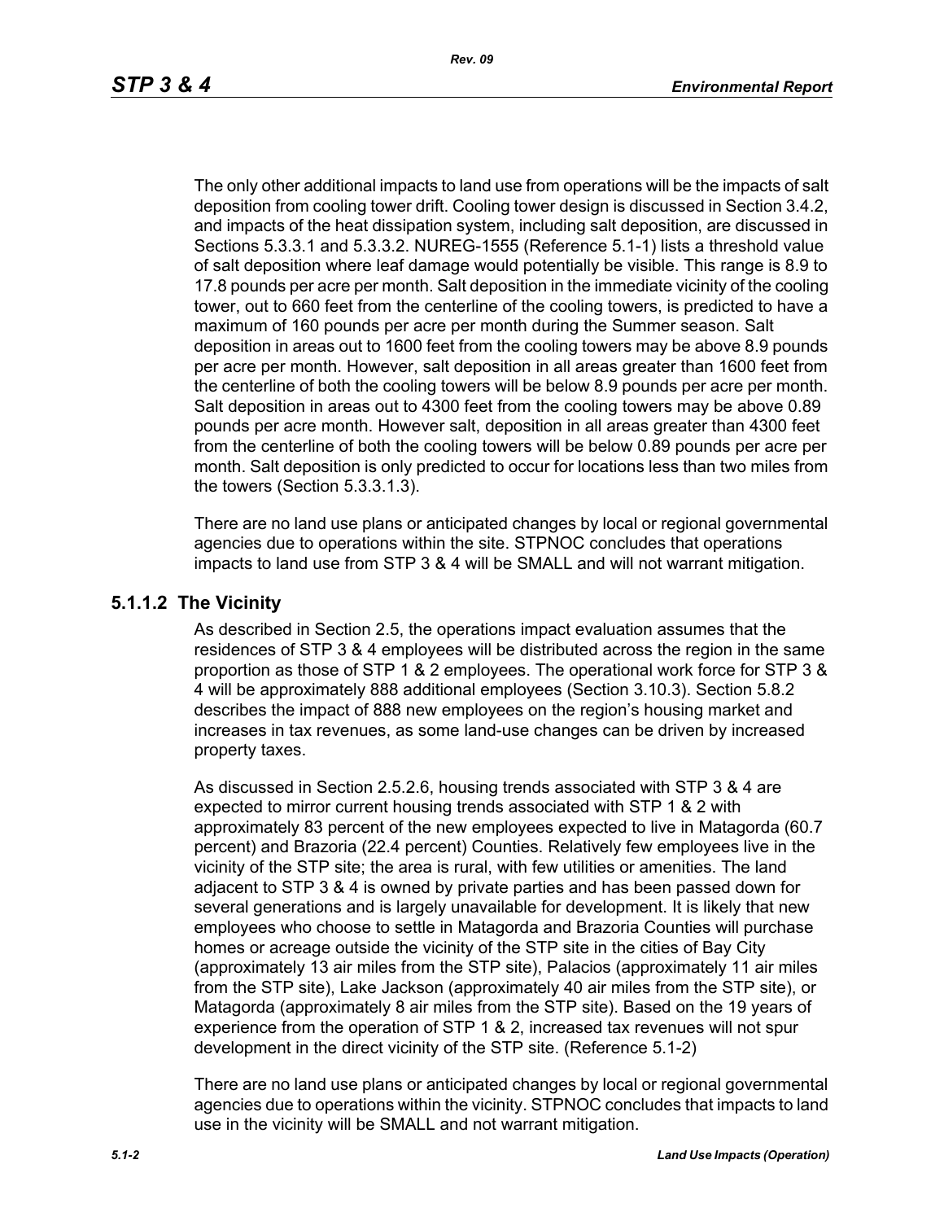The only other additional impacts to land use from operations will be the impacts of salt deposition from cooling tower drift. Cooling tower design is discussed in Section 3.4.2, and impacts of the heat dissipation system, including salt deposition, are discussed in Sections 5.3.3.1 and 5.3.3.2. NUREG-1555 (Reference 5.1-1) lists a threshold value of salt deposition where leaf damage would potentially be visible. This range is 8.9 to 17.8 pounds per acre per month. Salt deposition in the immediate vicinity of the cooling tower, out to 660 feet from the centerline of the cooling towers, is predicted to have a maximum of 160 pounds per acre per month during the Summer season. Salt deposition in areas out to 1600 feet from the cooling towers may be above 8.9 pounds per acre per month. However, salt deposition in all areas greater than 1600 feet from the centerline of both the cooling towers will be below 8.9 pounds per acre per month. Salt deposition in areas out to 4300 feet from the cooling towers may be above 0.89 pounds per acre month. However salt, deposition in all areas greater than 4300 feet from the centerline of both the cooling towers will be below 0.89 pounds per acre per month. Salt deposition is only predicted to occur for locations less than two miles from the towers (Section 5.3.3.1.3).

There are no land use plans or anticipated changes by local or regional governmental agencies due to operations within the site. STPNOC concludes that operations impacts to land use from STP 3 & 4 will be SMALL and will not warrant mitigation.

### 5.1.1.2 The Vicinity

As described in Section 2.5, the operations impact evaluation assumes that the residences of STP 3 & 4 employees will be distributed across the region in the same proportion as those of STP 1 & 2 employees. The operational work force for STP 3 & 4 will be approximately 888 additional employees (Section 3.10.3). Section 5.8.2 describes the impact of 888 new employees on the region's housing market and increases in tax revenues, as some land-use changes can be driven by increased property taxes.

As discussed in Section 2.5.2.6, housing trends associated with STP 3 & 4 are expected to mirror current housing trends associated with STP 1 & 2 with approximately 83 percent of the new employees expected to live in Matagorda (60.7 percent) and Brazoria (22.4 percent) Counties. Relatively few employees live in the vicinity of the STP site; the area is rural, with few utilities or amenities. The land adjacent to STP 3 & 4 is owned by private parties and has been passed down for several generations and is largely unavailable for development. It is likely that new employees who choose to settle in Matagorda and Brazoria Counties will purchase homes or acreage outside the vicinity of the STP site in the cities of Bay City (approximately 13 air miles from the STP site), Palacios (approximately 11 air miles from the STP site), Lake Jackson (approximately 40 air miles from the STP site), or Matagorda (approximately 8 air miles from the STP site). Based on the 19 years of experience from the operation of STP 1 & 2, increased tax revenues will not spur development in the direct vicinity of the STP site. (Reference 5.1-2)

There are no land use plans or anticipated changes by local or regional governmental agencies due to operations within the vicinity. STPNOC concludes that impacts to land use in the vicinity will be SMALL and not warrant mitigation.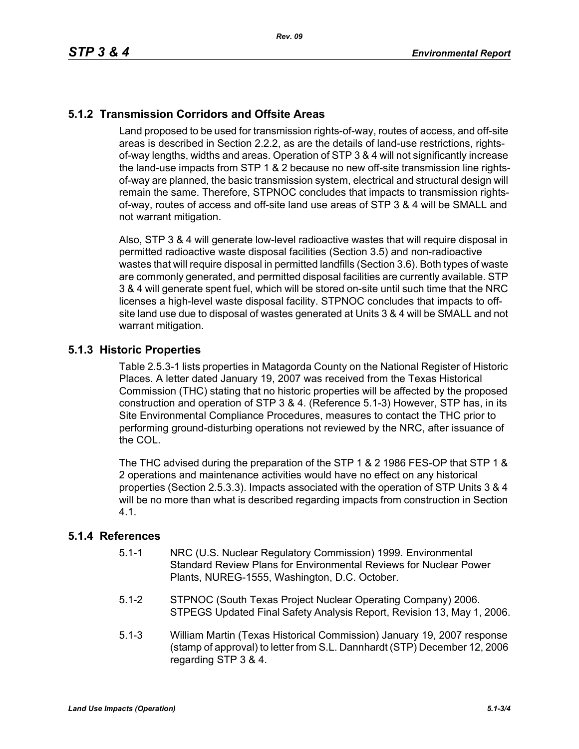## 5.1.2 Transmission Corridors and Offsite Areas

Land proposed to be used for transmission rights-of-way, routes of access, and off-site areas is described in Section 2.2.2, as are the details of land-use restrictions, rights-of-way lengths, widths and areas. Operation of STP 3 & 4 will not significantly increase the land-use impacts from STP 1 & 2 because no new off-site transmission line rights-of-way are planned, the basic transmission system, electrical and structural design will remain the same. Therefore, STPNOC concludes that impacts to transmission rights-of-way, routes of access and off-site land use areas of STP 3 & 4 will be SMALL and not warrant mitigation.

Also, STP 3 & 4 will generate low-level radioactive wastes that will require disposal in permitted radioactive waste disposal facilities (Section 3.5) and non-radioactive wastes that will require disposal in permitted landfills (Section 3.6). Both types of waste are commonly generated, and permitted disposal facilities are currently available. STP 3 & 4 will generate spent fuel, which will be stored on-site until such time that the NRC licenses a high-level waste disposal facility. STPNOC concludes that impacts to off-site land use due to disposal of wastes generated at Units 3 & 4 will be SMALL and not warrant mitigation.

## 5.1.3 Historic Properties

Table 2.5.3-1 lists properties in Matagorda County on the National Register of Historic Places. A letter dated January 19, 2007 was received from the Texas Historical Commission (THC) stating that no historic properties will be affected by the proposed construction and operation of STP 3 & 4. (Reference 5.1-3) However, STP has, in its Site Environmental Compliance Procedures, measures to contact the THC prior to performing ground-disturbing operations not reviewed by the NRC, after issuance of the COL.

The THC advised during the preparation of the STP 1 & 2 1986 FES-OP that STP 1 & 2 operations and maintenance activities would have no effect on any historical properties (Section 2.5.3.3). Impacts associated with the operation of STP Units 3 & 4 will be no more than what is described regarding impacts from construction in Section 4.1.

## 5.1.4 References

5.1-1 NRC (U.S. Nuclear Regulatory Commission) 1999. Environmental Standard Review Plans for Environmental Reviews for Nuclear Power Plants, NUREG-1555, Washington, D.C. October.

5.1-2 STPNOC (South Texas Project Nuclear Operating Company) 2006. STPEGS Updated Final Safety Analysis Report, Revision 13, May 1, 2006.

5.1-3 William Martin (Texas Historical Commission) January 19, 2007 response (stamp of approval) to letter from S.L. Dannhardt (STP) December 12, 2006 regarding STP 3 & 4.